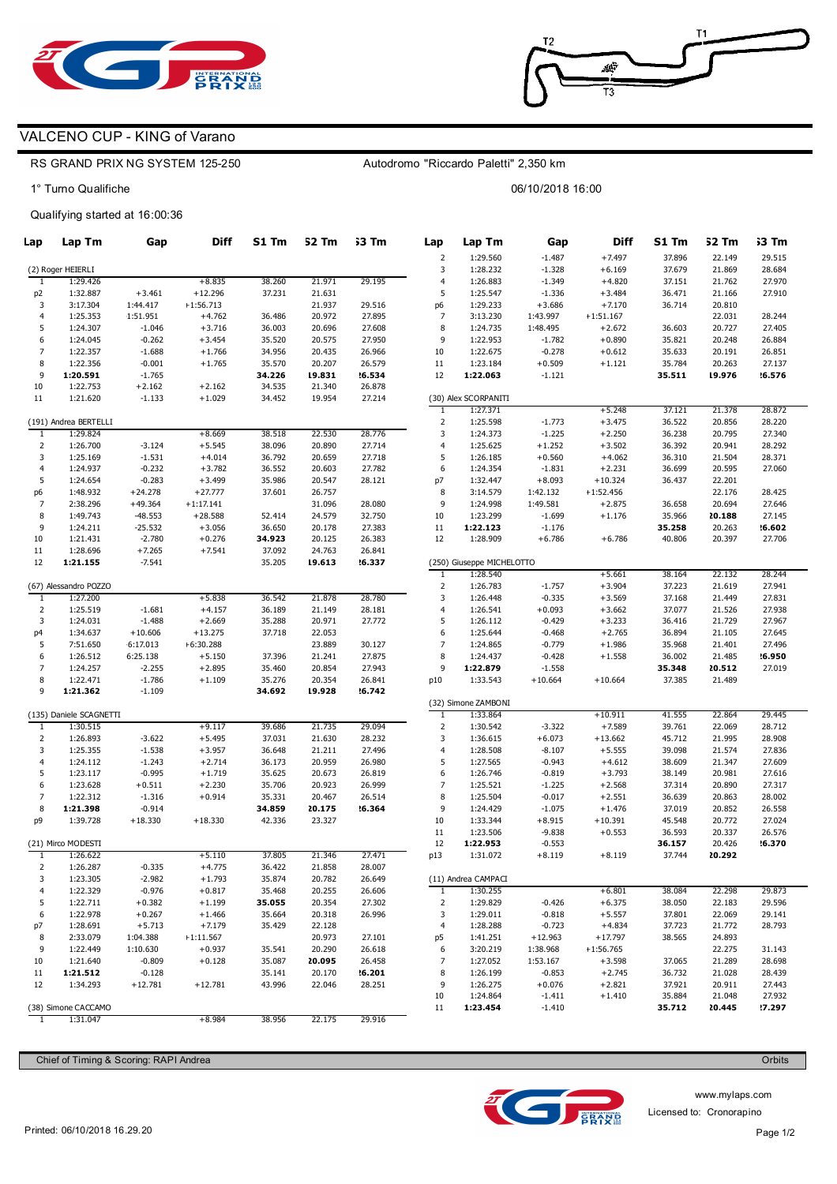# VALCENO CUP - KING of Varano

RS GRAND PRIX NG SYSTEM 125-250

Autodromo "Riccardo Paletti" 2,350 km

1° Turno Qualifiche

06/10/2018 16:00

Qualifying started at 16:00:36

| Lap | Lap Tm | Gap | Diff | S1 Tm | S2 Tm | S3 Tm |
|---|---|---|---|---|---|---|
| **(2) Roger HEIERLI** | | | | | | |
| 1 | 1:29.426 | | +8.835 | 38.260 | 21.971 | 29.195 |
| p2 | 1:32.887 | +3.461 | +12.296 | 37.231 | 21.631 | |
| 3 | 3:17.304 | 1:44.417 | +1:56.713 | | 21.937 | 29.516 |
| 4 | 1:25.353 | 1:51.951 | +4.762 | 36.486 | 20.972 | 27.895 |
| 5 | 1:24.307 | -1.046 | +3.716 | 36.003 | 20.696 | 27.608 |
| 6 | 1:24.045 | -0.262 | +3.454 | 35.520 | 20.575 | 27.950 |
| 7 | 1:22.357 | -1.688 | +1.766 | 34.956 | 20.435 | 26.966 |
| 8 | 1:22.356 | -0.001 | +1.765 | 35.570 | 20.207 | 26.579 |
| 9 | **1:20.591** | -1.765 | | **34.226** | **19.831** | **26.534** |
| 10 | 1:22.753 | +2.162 | +2.162 | 34.535 | 21.340 | 26.878 |
| 11 | 1:21.620 | -1.133 | +1.029 | 34.452 | 19.954 | 27.214 |
| **(191) Andrea BERTELLI** | | | | | | |
| 1 | 1:29.824 | | +8.669 | 38.518 | 22.530 | 28.776 |
| 2 | 1:26.700 | -3.124 | +5.545 | 38.096 | 20.890 | 27.714 |
| 3 | 1:25.169 | -1.531 | +4.014 | 36.792 | 20.659 | 27.718 |
| 4 | 1:24.937 | -0.232 | +3.782 | 36.552 | 20.603 | 27.782 |
| 5 | 1:24.654 | -0.283 | +3.499 | 35.986 | 20.547 | 28.121 |
| p6 | 1:48.932 | +24.278 | +27.777 | 37.601 | 26.757 | |
| 7 | 2:38.296 | +49.364 | +1:17.141 | | 31.096 | 28.080 |
| 8 | 1:49.743 | -48.553 | +28.588 | 52.414 | 24.579 | 32.750 |
| 9 | 1:24.211 | -25.532 | +3.056 | 36.650 | 20.178 | 27.383 |
| 10 | 1:21.431 | -2.780 | +0.276 | **34.923** | 20.125 | 26.383 |
| 11 | 1:28.696 | +7.265 | +7.541 | 37.092 | 24.763 | 26.841 |
| 12 | **1:21.155** | -7.541 | | 35.205 | **19.613** | **26.337** |
| **(67) Alessandro POZZO** | | | | | | |
| 1 | 1:27.200 | | +5.838 | 36.542 | 21.878 | 28.780 |
| 2 | 1:25.519 | -1.681 | +4.157 | 36.189 | 21.149 | 28.181 |
| 3 | 1:24.031 | -1.488 | +2.669 | 35.288 | 20.971 | 27.772 |
| p4 | 1:34.637 | +10.606 | +13.275 | 37.718 | 22.053 | |
| 5 | 7:51.650 | 6:17.013 | +6:30.288 | | 23.889 | 30.127 |
| 6 | 1:26.512 | 6:25.138 | +5.150 | 37.396 | 21.241 | 27.875 |
| 7 | 1:24.257 | -2.255 | +2.895 | 35.460 | 20.854 | 27.943 |
| 8 | 1:22.471 | -1.786 | +1.109 | 35.276 | 20.354 | 26.841 |
| 9 | **1:21.362** | -1.109 | | **34.692** | **19.928** | **26.742** |
| **(135) Daniele SCAGNETTI** | | | | | | |
| 1 | 1:30.515 | | +9.117 | 39.686 | 21.735 | 29.094 |
| 2 | 1:26.893 | -3.622 | +5.495 | 37.031 | 21.630 | 28.232 |
| 3 | 1:25.355 | -1.538 | +3.957 | 36.648 | 21.211 | 27.496 |
| 4 | 1:24.112 | -1.243 | +2.714 | 36.173 | 20.959 | 26.980 |
| 5 | 1:23.117 | -0.995 | +1.719 | 35.625 | 20.673 | 26.819 |
| 6 | 1:23.628 | +0.511 | +2.230 | 35.706 | 20.923 | 26.999 |
| 7 | 1:22.312 | -1.316 | +0.914 | 35.331 | 20.467 | 26.514 |
| 8 | **1:21.398** | -0.914 | | **34.859** | **20.175** | **26.364** |
| p9 | 1:39.728 | +18.330 | +18.330 | 42.336 | 23.327 | |
| **(21) Mirco MODESTI** | | | | | | |
| 1 | 1:26.622 | | +5.110 | 37.805 | 21.346 | 27.471 |
| 2 | 1:26.287 | -0.335 | +4.775 | 36.422 | 21.858 | 28.007 |
| 3 | 1:23.305 | -2.982 | +1.793 | 35.874 | 20.782 | 26.649 |
| 4 | 1:22.329 | -0.976 | +0.817 | 35.468 | 20.255 | 26.606 |
| 5 | 1:22.711 | +0.382 | +1.199 | **35.055** | 20.354 | 27.302 |
| 6 | 1:22.978 | +0.267 | +1.466 | 35.664 | 20.318 | 26.996 |
| p7 | 1:28.691 | +5.713 | +7.179 | 35.429 | 22.128 | |
| 8 | 2:33.079 | 1:04.388 | +1:11.567 | | 20.973 | 27.101 |
| 9 | 1:22.449 | 1:10.630 | +0.937 | 35.541 | 20.290 | 26.618 |
| 10 | 1:21.640 | -0.809 | +0.128 | 35.087 | **20.095** | 26.458 |
| 11 | **1:21.512** | -0.128 | | 35.141 | 20.170 | **26.201** |
| 12 | 1:34.293 | +12.781 | +12.781 | 43.996 | 22.046 | 28.251 |
| **(38) Simone CACCAMO** | | | | | | |
| 1 | 1:31.047 | | +8.984 | 38.956 | 22.175 | 29.916 |
| 2 | 1:29.560 | -1.487 | +7.497 | 37.896 | 22.149 | 29.515 |
| 3 | 1:28.232 | -1.328 | +6.169 | 37.679 | 21.869 | 28.684 |
| 4 | 1:26.883 | -1.349 | +4.820 | 37.151 | 21.762 | 27.970 |
| 5 | 1:25.547 | -1.336 | +3.484 | 36.471 | 21.166 | 27.910 |
| p6 | 1:29.233 | +3.686 | +7.170 | 36.714 | 20.810 | |
| 7 | 3:13.230 | 1:43.997 | +1:51.167 | | 22.031 | 28.244 |
| 8 | 1:24.735 | 1:48.495 | +2.672 | 36.603 | 20.727 | 27.405 |
| 9 | 1:22.953 | -1.782 | +0.890 | 35.821 | 20.248 | 26.884 |
| 10 | 1:22.675 | -0.278 | +0.612 | 35.633 | 20.191 | 26.851 |
| 11 | 1:23.184 | +0.509 | +1.121 | 35.784 | 20.263 | 27.137 |
| 12 | **1:22.063** | -1.121 | | **35.511** | **19.976** | **26.576** |
| **(30) Alex SCORPANITI** | | | | | | |
| 1 | 1:27.371 | | +5.248 | 37.121 | 21.378 | 28.872 |
| 2 | 1:25.598 | -1.773 | +3.475 | 36.522 | 20.856 | 28.220 |
| 3 | 1:24.373 | -1.225 | +2.250 | 36.238 | 20.795 | 27.340 |
| 4 | 1:25.625 | +1.252 | +3.502 | 36.392 | 20.941 | 28.292 |
| 5 | 1:26.185 | +0.560 | +4.062 | 36.310 | 21.504 | 28.371 |
| 6 | 1:24.354 | -1.831 | +2.231 | 36.699 | 20.595 | 27.060 |
| p7 | 1:32.447 | +8.093 | +10.324 | 36.437 | 22.201 | |
| 8 | 3:14.579 | 1:42.132 | +1:52.456 | | 22.176 | 28.425 |
| 9 | 1:24.998 | 1:49.581 | +2.875 | 36.658 | 20.694 | 27.646 |
| 10 | 1:23.299 | -1.699 | +1.176 | 35.966 | **20.188** | 27.145 |
| 11 | **1:22.123** | -1.176 | | **35.258** | 20.263 | **26.602** |
| 12 | 1:28.909 | +6.786 | +6.786 | 40.806 | 20.397 | 27.706 |
| **(250) Giuseppe MICHELOTTO** | | | | | | |
| 1 | 1:28.540 | | +5.661 | 38.164 | 22.132 | 28.244 |
| 2 | 1:26.783 | -1.757 | +3.904 | 37.223 | 21.619 | 27.941 |
| 3 | 1:26.448 | -0.335 | +3.569 | 37.168 | 21.449 | 27.831 |
| 4 | 1:26.541 | +0.093 | +3.662 | 37.077 | 21.526 | 27.938 |
| 5 | 1:26.112 | -0.429 | +3.233 | 36.416 | 21.729 | 27.967 |
| 6 | 1:25.644 | -0.468 | +2.765 | 36.894 | 21.105 | 27.645 |
| 7 | 1:24.865 | -0.779 | +1.986 | 35.968 | 21.401 | 27.496 |
| 8 | 1:24.437 | -0.428 | +1.558 | 36.002 | 21.485 | **26.950** |
| 9 | **1:22.879** | -1.558 | | **35.348** | **20.512** | 27.019 |
| p10 | 1:33.543 | +10.664 | +10.664 | 37.385 | 21.489 | |
| **(32) Simone ZAMBONI** | | | | | | |
| 1 | 1:33.864 | | +10.911 | 41.555 | 22.864 | 29.445 |
| 2 | 1:30.542 | -3.322 | +7.589 | 39.761 | 22.069 | 28.712 |
| 3 | 1:36.615 | +6.073 | +13.662 | 45.712 | 21.995 | 28.908 |
| 4 | 1:28.508 | -8.107 | +5.555 | 39.098 | 21.574 | 27.836 |
| 5 | 1:27.565 | -0.943 | +4.612 | 38.609 | 21.347 | 27.609 |
| 6 | 1:26.746 | -0.819 | +3.793 | 38.149 | 20.981 | 27.616 |
| 7 | 1:25.521 | -1.225 | +2.568 | 37.314 | 20.890 | 27.317 |
| 8 | 1:25.504 | -0.017 | +2.551 | 36.639 | 20.863 | 28.002 |
| 9 | 1:24.429 | -1.075 | +1.476 | 37.019 | 20.852 | 26.558 |
| 10 | 1:33.344 | +8.915 | +10.391 | 45.548 | 20.772 | 27.024 |
| 11 | 1:23.506 | -9.838 | +0.553 | 36.593 | 20.337 | 26.576 |
| 12 | **1:22.953** | -0.553 | | **36.157** | 20.426 | **26.370** |
| p13 | 1:31.072 | +8.119 | +8.119 | 37.744 | **20.292** | |
| **(11) Andrea CAMPACI** | | | | | | |
| 1 | 1:30.255 | | +6.801 | 38.084 | 22.298 | 29.873 |
| 2 | 1:29.829 | -0.426 | +6.375 | 38.050 | 22.183 | 29.596 |
| 3 | 1:29.011 | -0.818 | +5.557 | 37.801 | 22.069 | 29.141 |
| 4 | 1:28.288 | -0.723 | +4.834 | 37.723 | 21.772 | 28.793 |
| p5 | 1:41.251 | +12.963 | +17.797 | 38.565 | 24.893 | |
| 6 | 3:20.219 | 1:38.968 | +1:56.765 | | 22.275 | 31.143 |
| 7 | 1:27.052 | 1:53.167 | +3.598 | 37.065 | 21.289 | 28.698 |
| 8 | 1:26.199 | -0.853 | +2.745 | 36.732 | 21.028 | 28.439 |
| 9 | 1:26.275 | +0.076 | +2.821 | 37.921 | 20.911 | 27.443 |
| 10 | 1:24.864 | -1.411 | +1.410 | 35.884 | 21.048 | 27.932 |
| 11 | **1:23.454** | -1.410 | | **35.712** | **20.445** | **27.297** |

Chief of Timing & Scoring: RAPI Andrea

Orbits

www.mylaps.com

Licensed to: Cronorapino

Printed: 06/10/2018 16.29.20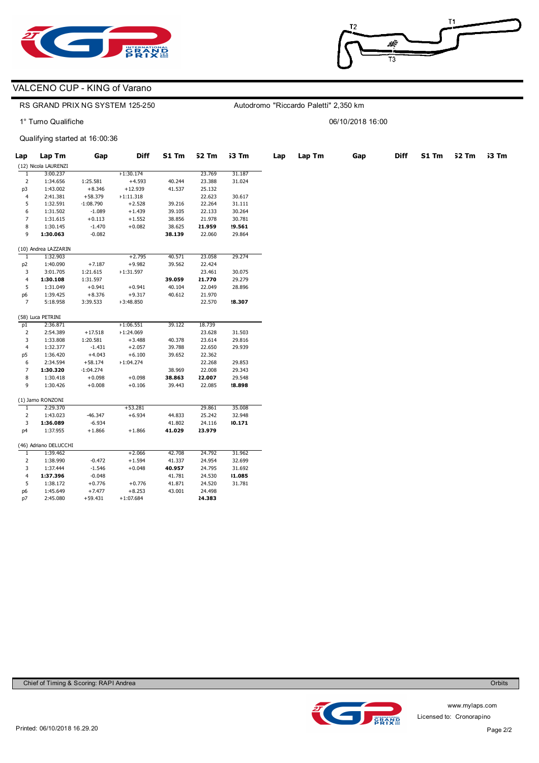# VALCENO CUP - KING of Varano

RS GRAND PRIX NG SYSTEM 125-250

Autodromo "Riccardo Paletti" 2,350 km

1° Turno Qualifiche

06/10/2018 16:00

Qualifying started at 16:00:36

| Lap | Lap Tm | Gap | Diff | S1 Tm | S2 Tm | S3 Tm |
|---|---|---|---|---|---|---|
| (12) Nicola LAURENZI | | | | | | |
| 1 | 3:00.237 | | +1:30.174 | | 23.769 | 31.187 |
| 2 | 1:34.656 | 1:25.581 | +4.593 | 40.244 | 23.388 | 31.024 |
| p3 | 1:43.002 | +8.346 | +12.939 | 41.537 | 25.132 | |
| 4 | 2:41.381 | +58.379 | +1:11.318 | | 22.623 | 30.617 |
| 5 | 1:32.591 | -1:08.790 | +2.528 | 39.216 | 22.264 | 31.111 |
| 6 | 1:31.502 | -1.089 | +1.439 | 39.105 | 22.133 | 30.264 |
| 7 | 1:31.615 | +0.113 | +1.552 | 38.856 | 21.978 | 30.781 |
| 8 | 1:30.145 | -1.470 | +0.082 | 38.625 | **21.959** | **29.561** |
| 9 | **1:30.063** | -0.082 | | **38.139** | 22.060 | 29.864 |
| (10) Andrea LAZZARIN | | | | | | |
| 1 | 1:32.903 | | +2.795 | 40.571 | 23.058 | 29.274 |
| p2 | 1:40.090 | +7.187 | +9.982 | 39.562 | 22.424 | |
| 3 | 3:01.705 | 1:21.615 | +1:31.597 | | 23.461 | 30.075 |
| 4 | **1:30.108** | 1:31.597 | | **39.059** | **21.770** | 29.279 |
| 5 | 1:31.049 | +0.941 | +0.941 | 40.104 | 22.049 | 28.896 |
| p6 | 1:39.425 | +8.376 | +9.317 | 40.612 | 21.970 | |
| 7 | 5:18.958 | 3:39.533 | +3:48.850 | | 22.570 | **28.307** |
| (58) Luca PETRINI | | | | | | |
| p1 | 2:36.871 | | +1:06.551 | 39.122 | 18.739 | |
| 2 | 2:54.389 | +17.518 | +1:24.069 | | 23.628 | 31.503 |
| 3 | 1:33.808 | 1:20.581 | +3.488 | 40.378 | 23.614 | 29.816 |
| 4 | 1:32.377 | -1.431 | +2.057 | 39.788 | 22.650 | 29.939 |
| p5 | 1:36.420 | +4.043 | +6.100 | 39.652 | 22.362 | |
| 6 | 2:34.594 | +58.174 | +1:04.274 | | 22.268 | 29.853 |
| 7 | **1:30.320** | -1:04.274 | | 38.969 | 22.008 | 29.343 |
| 8 | 1:30.418 | +0.098 | +0.098 | **38.863** | **22.007** | 29.548 |
| 9 | 1:30.426 | +0.008 | +0.106 | 39.443 | 22.085 | **28.898** |
| (1) Jarno RONZONI | | | | | | |
| 1 | 2:29.370 | | +53.281 | | 29.861 | 35.008 |
| 2 | 1:43.023 | -46.347 | +6.934 | 44.833 | 25.242 | 32.948 |
| 3 | **1:36.089** | -6.934 | | 41.802 | 24.116 | **30.171** |
| p4 | 1:37.955 | +1.866 | +1.866 | **41.029** | **23.979** | |
| (46) Adriano DELUCCHI | | | | | | |
| 1 | 1:39.462 | | +2.066 | 42.708 | 24.792 | 31.962 |
| 2 | 1:38.990 | -0.472 | +1.594 | 41.337 | 24.954 | 32.699 |
| 3 | 1:37.444 | -1.546 | +0.048 | **40.957** | 24.795 | 31.692 |
| 4 | **1:37.396** | -0.048 | | 41.781 | 24.530 | **31.085** |
| 5 | 1:38.172 | +0.776 | +0.776 | 41.871 | 24.520 | 31.781 |
| p6 | 1:45.649 | +7.477 | +8.253 | 43.001 | 24.498 | |
| p7 | 2:45.080 | +59.431 | +1:07.684 | | **24.383** | |

Chief of Timing & Scoring: RAPI Andrea

Orbits

www.mylaps.com

Licensed to: Cronorapino

Printed: 06/10/2018 16.29.20